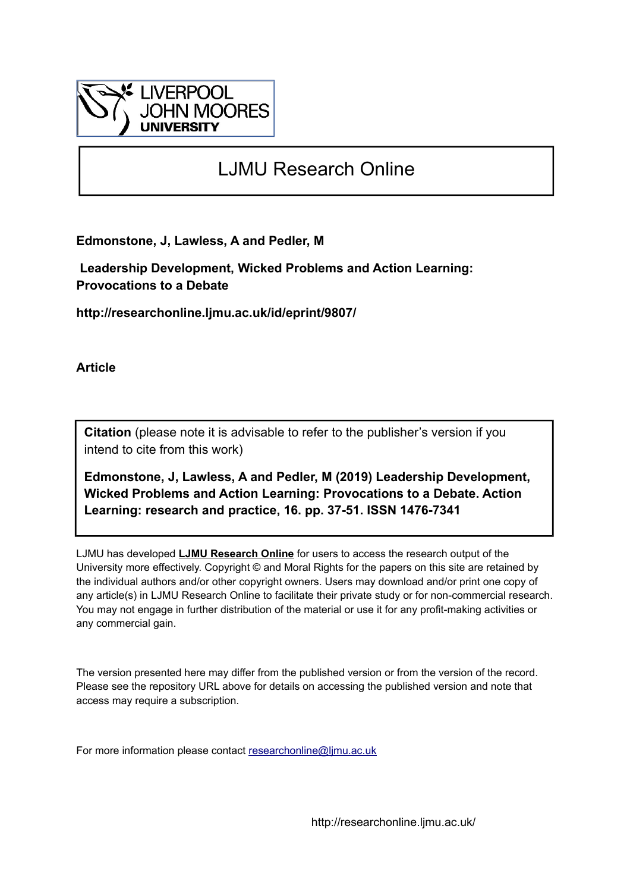LIVERPOOL JOHN MOORES UNIVERSITY

# LJMU Research Online

**Edmonstone, J, Lawless, A and Pedler, M**

**Leadership Development, Wicked Problems and Action Learning: Provocations to a Debate**

**http://researchonline.ljmu.ac.uk/id/eprint/9807/**

**Article**

**Citation** (please note it is advisable to refer to the publisher's version if you intend to cite from this work)

**Edmonstone, J, Lawless, A and Pedler, M (2019) Leadership Development, Wicked Problems and Action Learning: Provocations to a Debate. Action Learning: research and practice, 16. pp. 37-51. ISSN 1476-7341**

LJMU has developed **LJMU Research Online** for users to access the research output of the University more effectively. Copyright © and Moral Rights for the papers on this site are retained by the individual authors and/or other copyright owners. Users may download and/or print one copy of any article(s) in LJMU Research Online to facilitate their private study or for non-commercial research. You may not engage in further distribution of the material or use it for any profit-making activities or any commercial gain.

The version presented here may differ from the published version or from the version of the record. Please see the repository URL above for details on accessing the published version and note that access may require a subscription.

For more information please contact researchonline@ljmu.ac.uk

http://researchonline.ljmu.ac.uk/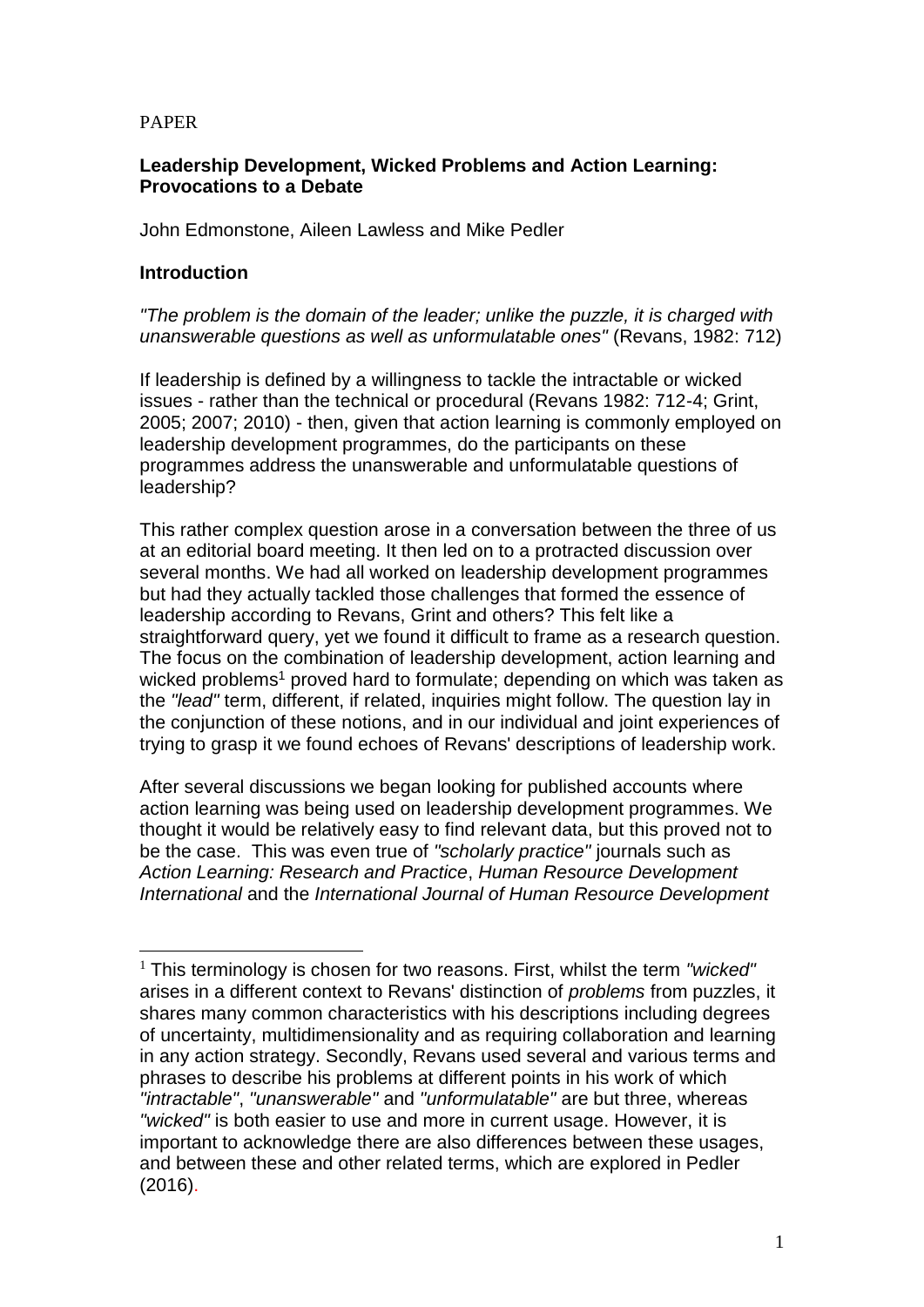PAPER

**Leadership Development, Wicked Problems and Action Learning: Provocations to a Debate**

John Edmonstone, Aileen Lawless and Mike Pedler

## Introduction

*"The problem is the domain of the leader; unlike the puzzle, it is charged with unanswerable questions as well as unformulatable ones"* (Revans, 1982: 712)

If leadership is defined by a willingness to tackle the intractable or wicked issues - rather than the technical or procedural (Revans 1982: 712-4; Grint, 2005; 2007; 2010) - then, given that action learning is commonly employed on leadership development programmes, do the participants on these programmes address the unanswerable and unformulatable questions of leadership?

This rather complex question arose in a conversation between the three of us at an editorial board meeting. It then led on to a protracted discussion over several months. We had all worked on leadership development programmes but had they actually tackled those challenges that formed the essence of leadership according to Revans, Grint and others? This felt like a straightforward query, yet we found it difficult to frame as a research question. The focus on the combination of leadership development, action learning and wicked problems[1] proved hard to formulate; depending on which was taken as the *"lead"* term, different, if related, inquiries might follow. The question lay in the conjunction of these notions, and in our individual and joint experiences of trying to grasp it we found echoes of Revans' descriptions of leadership work.

After several discussions we began looking for published accounts where action learning was being used on leadership development programmes. We thought it would be relatively easy to find relevant data, but this proved not to be the case. This was even true of *"scholarly practice"* journals such as *Action Learning: Research and Practice*, *Human Resource Development International* and the *International Journal of Human Resource Development*

[1] This terminology is chosen for two reasons. First, whilst the term *"wicked"* arises in a different context to Revans' distinction of *problems* from puzzles, it shares many common characteristics with his descriptions including degrees of uncertainty, multidimensionality and as requiring collaboration and learning in any action strategy. Secondly, Revans used several and various terms and phrases to describe his problems at different points in his work of which *"intractable"*, *"unanswerable"* and *"unformulatable"* are but three, whereas *"wicked"* is both easier to use and more in current usage. However, it is important to acknowledge there are also differences between these usages, and between these and other related terms, which are explored in Pedler (2016).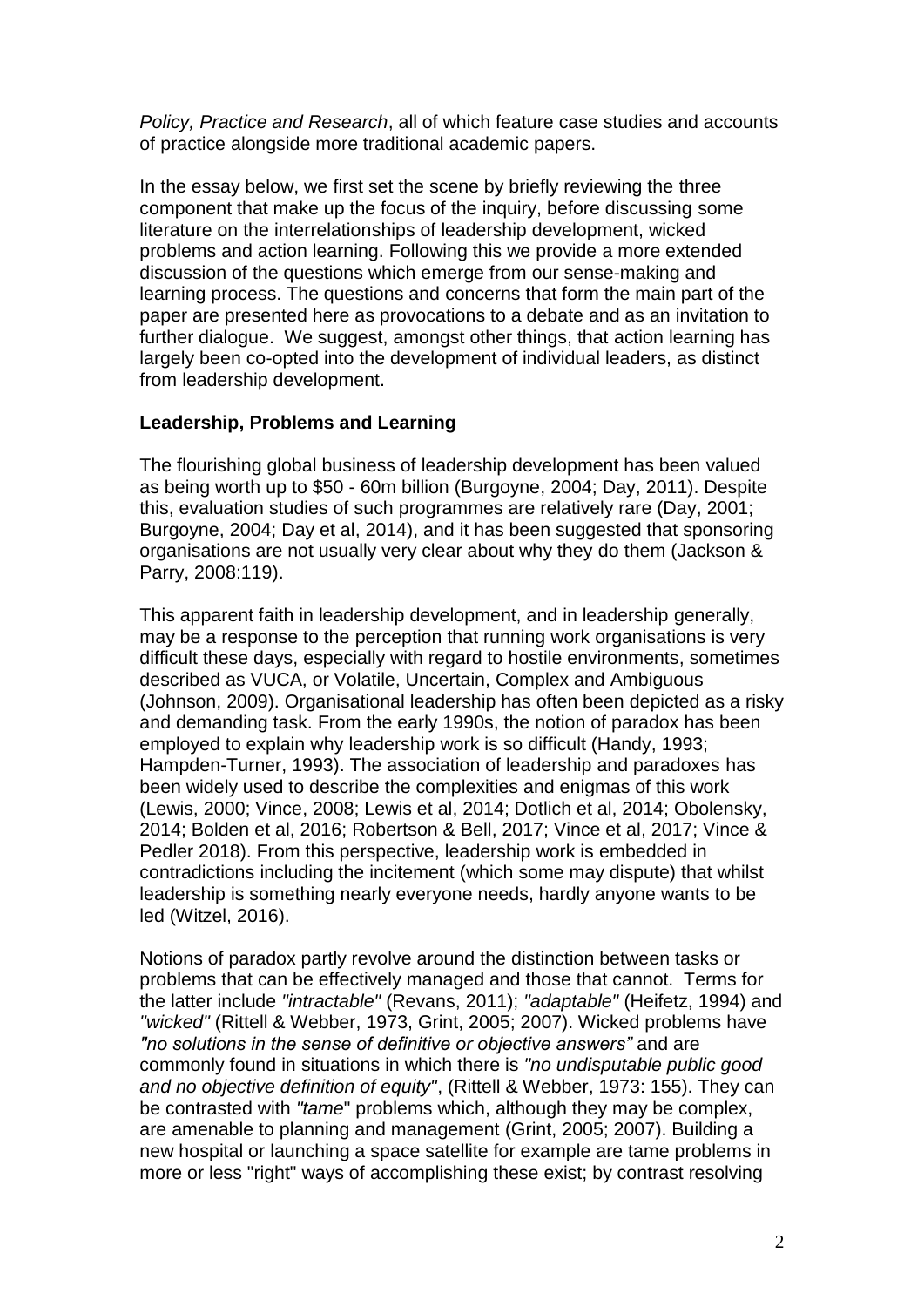*Policy, Practice and Research*, all of which feature case studies and accounts of practice alongside more traditional academic papers.

In the essay below, we first set the scene by briefly reviewing the three component that make up the focus of the inquiry, before discussing some literature on the interrelationships of leadership development, wicked problems and action learning. Following this we provide a more extended discussion of the questions which emerge from our sense-making and learning process. The questions and concerns that form the main part of the paper are presented here as provocations to a debate and as an invitation to further dialogue. We suggest, amongst other things, that action learning has largely been co-opted into the development of individual leaders, as distinct from leadership development.

**Leadership, Problems and Learning**

The flourishing global business of leadership development has been valued as being worth up to $50 - 60m billion (Burgoyne, 2004; Day, 2011). Despite this, evaluation studies of such programmes are relatively rare (Day, 2001; Burgoyne, 2004; Day et al, 2014), and it has been suggested that sponsoring organisations are not usually very clear about why they do them (Jackson & Parry, 2008:119).

This apparent faith in leadership development, and in leadership generally, may be a response to the perception that running work organisations is very difficult these days, especially with regard to hostile environments, sometimes described as VUCA, or Volatile, Uncertain, Complex and Ambiguous (Johnson, 2009). Organisational leadership has often been depicted as a risky and demanding task. From the early 1990s, the notion of paradox has been employed to explain why leadership work is so difficult (Handy, 1993; Hampden-Turner, 1993). The association of leadership and paradoxes has been widely used to describe the complexities and enigmas of this work (Lewis, 2000; Vince, 2008; Lewis et al, 2014; Dotlich et al, 2014; Obolensky, 2014; Bolden et al, 2016; Robertson & Bell, 2017; Vince et al, 2017; Vince & Pedler 2018). From this perspective, leadership work is embedded in contradictions including the incitement (which some may dispute) that whilst leadership is something nearly everyone needs, hardly anyone wants to be led (Witzel, 2016).

Notions of paradox partly revolve around the distinction between tasks or problems that can be effectively managed and those that cannot. Terms for the latter include *"intractable"* (Revans, 2011); *"adaptable"* (Heifetz, 1994) and *"wicked"* (Rittell & Webber, 1973, Grint, 2005; 2007). Wicked problems have *"no solutions in the sense of definitive or objective answers"* and are commonly found in situations in which there is *"no undisputable public good and no objective definition of equity"*, (Rittell & Webber, 1973: 155). They can be contrasted with *"tame"* problems which, although they may be complex, are amenable to planning and management (Grint, 2005; 2007). Building a new hospital or launching a space satellite for example are tame problems in more or less "right" ways of accomplishing these exist; by contrast resolving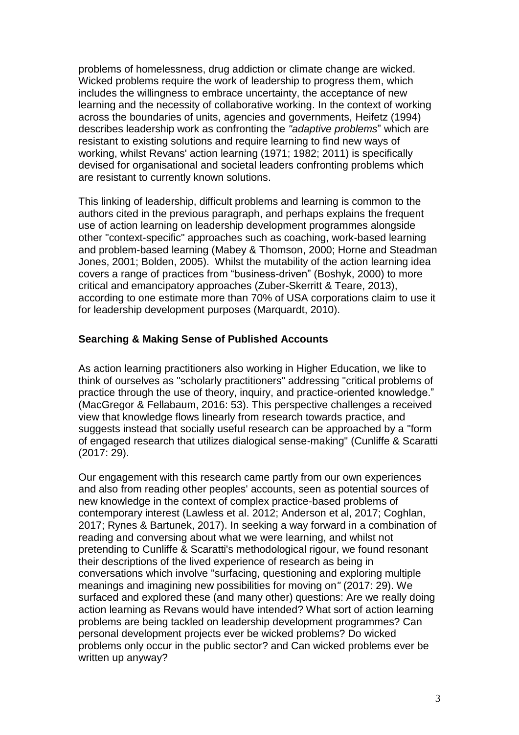problems of homelessness, drug addiction or climate change are wicked. Wicked problems require the work of leadership to progress them, which includes the willingness to embrace uncertainty, the acceptance of new learning and the necessity of collaborative working. In the context of working across the boundaries of units, agencies and governments, Heifetz (1994) describes leadership work as confronting the *"adaptive problems*" which are resistant to existing solutions and require learning to find new ways of working, whilst Revans' action learning (1971; 1982; 2011) is specifically devised for organisational and societal leaders confronting problems which are resistant to currently known solutions.

This linking of leadership, difficult problems and learning is common to the authors cited in the previous paragraph, and perhaps explains the frequent use of action learning on leadership development programmes alongside other "context-specific" approaches such as coaching, work-based learning and problem-based learning (Mabey & Thomson, 2000; Horne and Steadman Jones, 2001; Bolden, 2005). Whilst the mutability of the action learning idea covers a range of practices from "business-driven" (Boshyk, 2000) to more critical and emancipatory approaches (Zuber-Skerritt & Teare, 2013), according to one estimate more than 70% of USA corporations claim to use it for leadership development purposes (Marquardt, 2010).

## Searching & Making Sense of Published Accounts

As action learning practitioners also working in Higher Education, we like to think of ourselves as "scholarly practitioners" addressing "critical problems of practice through the use of theory, inquiry, and practice-oriented knowledge." (MacGregor & Fellabaum, 2016: 53). This perspective challenges a received view that knowledge flows linearly from research towards practice, and suggests instead that socially useful research can be approached by a "form of engaged research that utilizes dialogical sense-making" (Cunliffe & Scaratti (2017: 29).

Our engagement with this research came partly from our own experiences and also from reading other peoples' accounts, seen as potential sources of new knowledge in the context of complex practice-based problems of contemporary interest (Lawless et al. 2012; Anderson et al, 2017; Coghlan, 2017; Rynes & Bartunek, 2017). In seeking a way forward in a combination of reading and conversing about what we were learning, and whilst not pretending to Cunliffe & Scaratti's methodological rigour, we found resonant their descriptions of the lived experience of research as being in conversations which involve "surfacing, questioning and exploring multiple meanings and imagining new possibilities for moving on*"* (2017: 29). We surfaced and explored these (and many other) questions: Are we really doing action learning as Revans would have intended? What sort of action learning problems are being tackled on leadership development programmes? Can personal development projects ever be wicked problems? Do wicked problems only occur in the public sector? and Can wicked problems ever be written up anyway?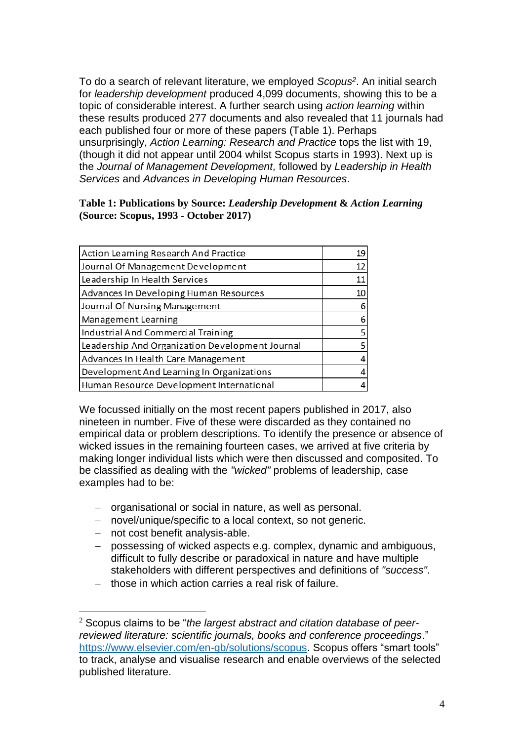To do a search of relevant literature, we employed *Scopus*[2]. An initial search for *leadership development* produced 4,099 documents, showing this to be a topic of considerable interest. A further search using *action learning* within these results produced 277 documents and also revealed that 11 journals had each published four or more of these papers (Table 1). Perhaps unsurprisingly, *Action Learning: Research and Practice* tops the list with 19, (though it did not appear until 2004 whilst Scopus starts in 1993). Next up is the *Journal of Management Development,* followed by *Leadership in Health Services* and *Advances in Developing Human Resources*.

**Table 1: Publications by Source: *Leadership Development* & *Action Learning* (Source: Scopus, 1993 - October 2017)**

| | |
|---|---|
| Action Learning Research And Practice | 19 |
| Journal Of Management Development | 12 |
| Leadership In Health Services | 11 |
| Advances In Developing Human Resources | 10 |
| Journal Of Nursing Management | 6 |
| Management Learning | 6 |
| Industrial And Commercial Training | 5 |
| Leadership And Organization Development Journal | 5 |
| Advances In Health Care Management | 4 |
| Development And Learning In Organizations | 4 |
| Human Resource Development International | 4 |

We focussed initially on the most recent papers published in 2017, also nineteen in number. Five of these were discarded as they contained no empirical data or problem descriptions. To identify the presence or absence of wicked issues in the remaining fourteen cases, we arrived at five criteria by making longer individual lists which were then discussed and composited. To be classified as dealing with the *"wicked"* problems of leadership, case examples had to be:

- organisational or social in nature, as well as personal.
- novel/unique/specific to a local context, so not generic.
- not cost benefit analysis-able.
- possessing of wicked aspects e.g. complex, dynamic and ambiguous, difficult to fully describe or paradoxical in nature and have multiple stakeholders with different perspectives and definitions of *"success"*.
- those in which action carries a real risk of failure.

[2] Scopus claims to be "*the largest abstract and citation database of peer-reviewed literature: scientific journals, books and conference proceedings*." https://www.elsevier.com/en-gb/solutions/scopus. Scopus offers "smart tools" to track, analyse and visualise research and enable overviews of the selected published literature.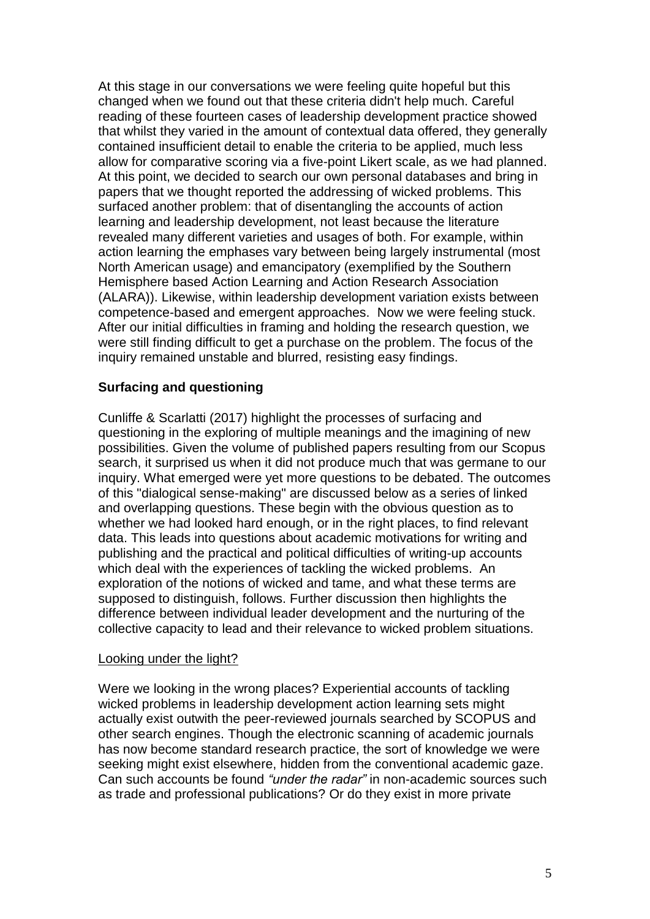At this stage in our conversations we were feeling quite hopeful but this changed when we found out that these criteria didn't help much. Careful reading of these fourteen cases of leadership development practice showed that whilst they varied in the amount of contextual data offered, they generally contained insufficient detail to enable the criteria to be applied, much less allow for comparative scoring via a five-point Likert scale, as we had planned. At this point, we decided to search our own personal databases and bring in papers that we thought reported the addressing of wicked problems. This surfaced another problem: that of disentangling the accounts of action learning and leadership development, not least because the literature revealed many different varieties and usages of both. For example, within action learning the emphases vary between being largely instrumental (most North American usage) and emancipatory (exemplified by the Southern Hemisphere based Action Learning and Action Research Association (ALARA)). Likewise, within leadership development variation exists between competence-based and emergent approaches. Now we were feeling stuck. After our initial difficulties in framing and holding the research question, we were still finding difficult to get a purchase on the problem. The focus of the inquiry remained unstable and blurred, resisting easy findings.

**Surfacing and questioning**

Cunliffe & Scarlatti (2017) highlight the processes of surfacing and questioning in the exploring of multiple meanings and the imagining of new possibilities. Given the volume of published papers resulting from our Scopus search, it surprised us when it did not produce much that was germane to our inquiry. What emerged were yet more questions to be debated. The outcomes of this "dialogical sense-making" are discussed below as a series of linked and overlapping questions. These begin with the obvious question as to whether we had looked hard enough, or in the right places, to find relevant data. This leads into questions about academic motivations for writing and publishing and the practical and political difficulties of writing-up accounts which deal with the experiences of tackling the wicked problems. An exploration of the notions of wicked and tame, and what these terms are supposed to distinguish, follows. Further discussion then highlights the difference between individual leader development and the nurturing of the collective capacity to lead and their relevance to wicked problem situations.

<u>Looking under the light?</u>

Were we looking in the wrong places? Experiential accounts of tackling wicked problems in leadership development action learning sets might actually exist outwith the peer-reviewed journals searched by SCOPUS and other search engines. Though the electronic scanning of academic journals has now become standard research practice, the sort of knowledge we were seeking might exist elsewhere, hidden from the conventional academic gaze. Can such accounts be found *"under the radar"* in non-academic sources such as trade and professional publications? Or do they exist in more private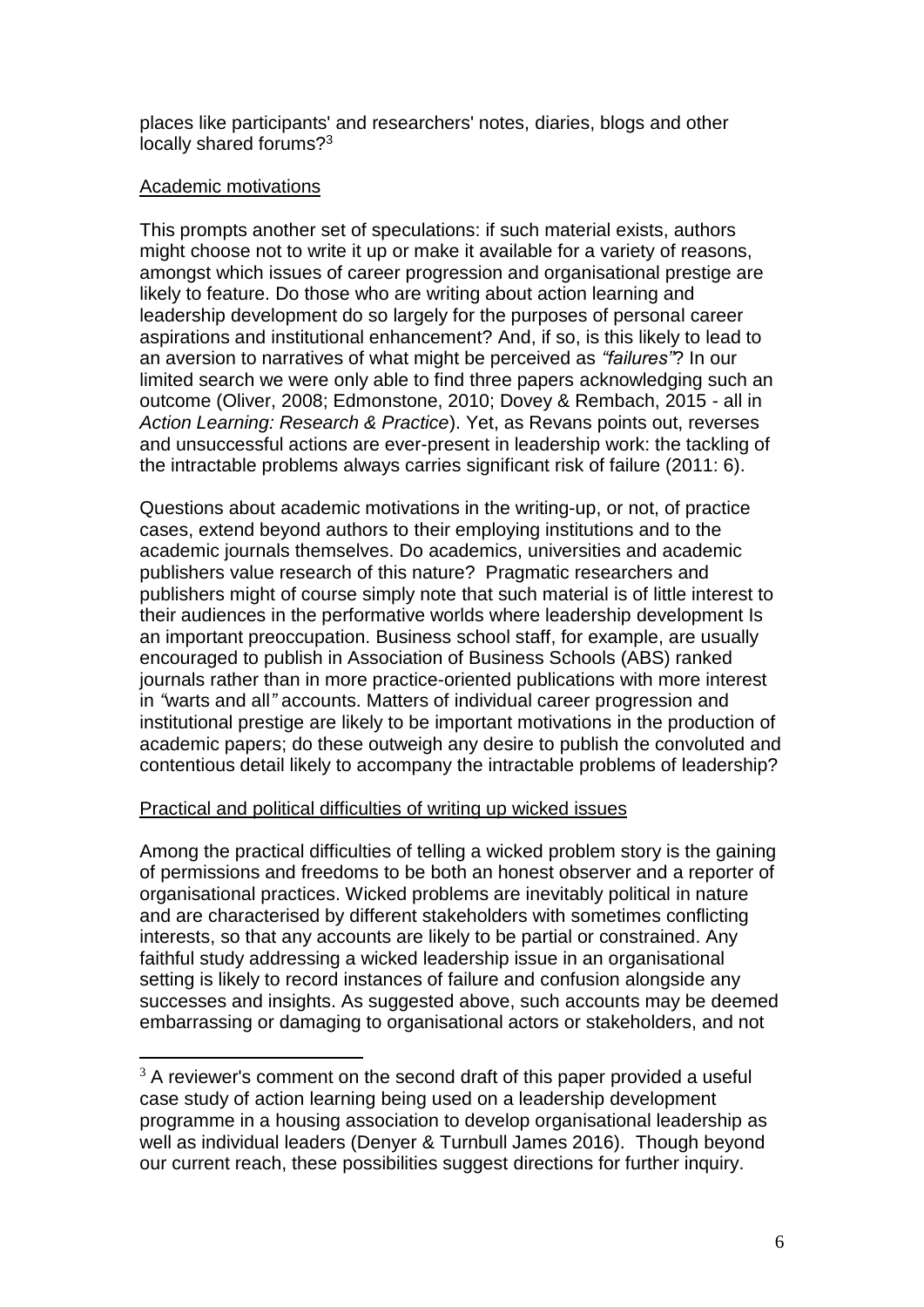places like participants' and researchers' notes, diaries, blogs and other locally shared forums?[3]

Academic motivations

This prompts another set of speculations: if such material exists, authors might choose not to write it up or make it available for a variety of reasons, amongst which issues of career progression and organisational prestige are likely to feature. Do those who are writing about action learning and leadership development do so largely for the purposes of personal career aspirations and institutional enhancement? And, if so, is this likely to lead to an aversion to narratives of what might be perceived as *"failures"*? In our limited search we were only able to find three papers acknowledging such an outcome (Oliver, 2008; Edmonstone, 2010; Dovey & Rembach, 2015 - all in *Action Learning: Research & Practice*). Yet, as Revans points out, reverses and unsuccessful actions are ever-present in leadership work: the tackling of the intractable problems always carries significant risk of failure (2011: 6).

Questions about academic motivations in the writing-up, or not, of practice cases, extend beyond authors to their employing institutions and to the academic journals themselves. Do academics, universities and academic publishers value research of this nature? Pragmatic researchers and publishers might of course simply note that such material is of little interest to their audiences in the performative worlds where leadership development Is an important preoccupation. Business school staff, for example, are usually encouraged to publish in Association of Business Schools (ABS) ranked journals rather than in more practice-oriented publications with more interest in *"*warts and all*"* accounts. Matters of individual career progression and institutional prestige are likely to be important motivations in the production of academic papers; do these outweigh any desire to publish the convoluted and contentious detail likely to accompany the intractable problems of leadership?

Practical and political difficulties of writing up wicked issues

Among the practical difficulties of telling a wicked problem story is the gaining of permissions and freedoms to be both an honest observer and a reporter of organisational practices. Wicked problems are inevitably political in nature and are characterised by different stakeholders with sometimes conflicting interests, so that any accounts are likely to be partial or constrained. Any faithful study addressing a wicked leadership issue in an organisational setting is likely to record instances of failure and confusion alongside any successes and insights. As suggested above, such accounts may be deemed embarrassing or damaging to organisational actors or stakeholders, and not

[3] A reviewer's comment on the second draft of this paper provided a useful case study of action learning being used on a leadership development programme in a housing association to develop organisational leadership as well as individual leaders (Denyer & Turnbull James 2016). Though beyond our current reach, these possibilities suggest directions for further inquiry.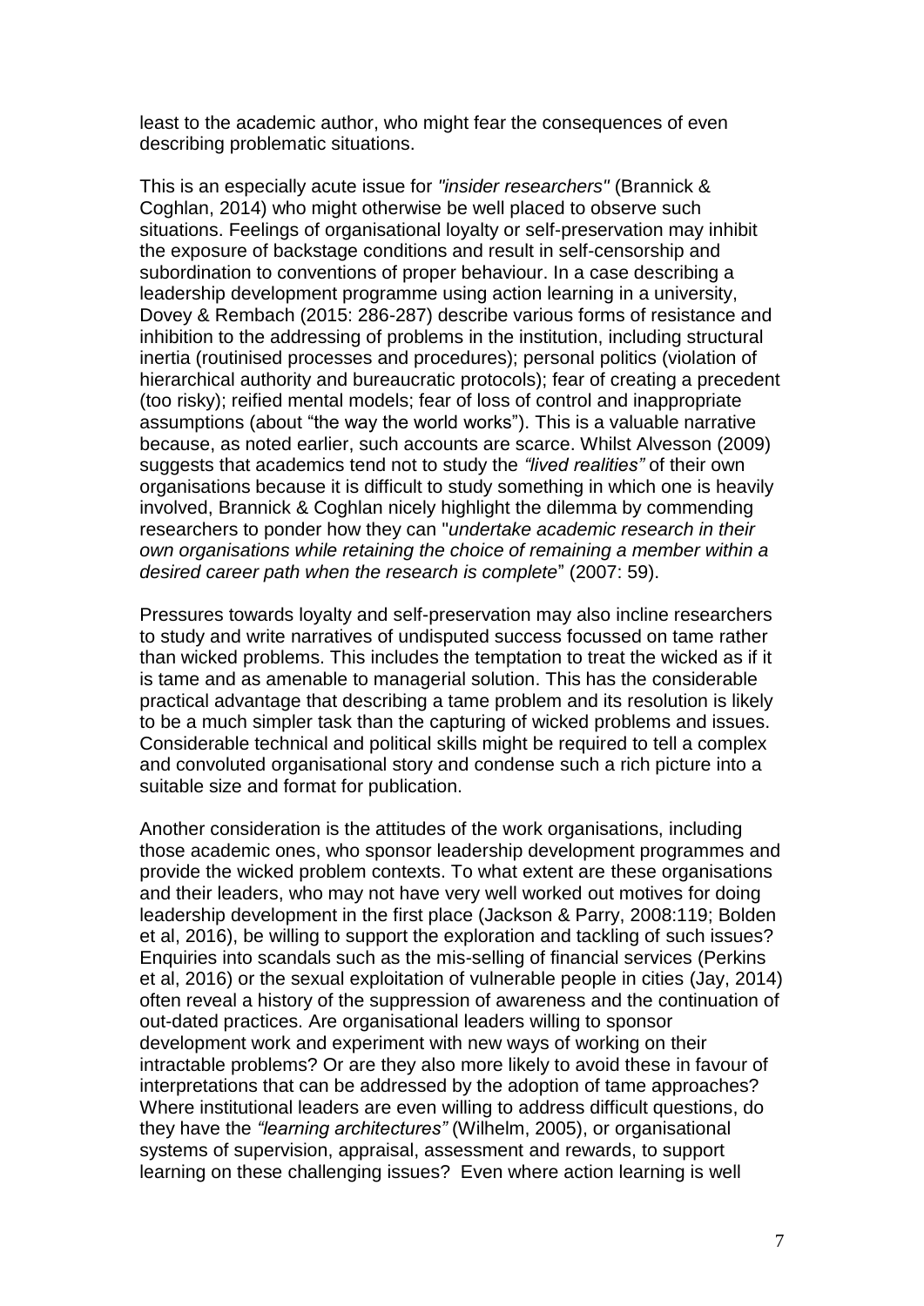least to the academic author, who might fear the consequences of even describing problematic situations.

This is an especially acute issue for *"insider researchers"* (Brannick & Coghlan, 2014) who might otherwise be well placed to observe such situations. Feelings of organisational loyalty or self-preservation may inhibit the exposure of backstage conditions and result in self-censorship and subordination to conventions of proper behaviour. In a case describing a leadership development programme using action learning in a university, Dovey & Rembach (2015: 286-287) describe various forms of resistance and inhibition to the addressing of problems in the institution, including structural inertia (routinised processes and procedures); personal politics (violation of hierarchical authority and bureaucratic protocols); fear of creating a precedent (too risky); reified mental models; fear of loss of control and inappropriate assumptions (about "the way the world works"). This is a valuable narrative because, as noted earlier, such accounts are scarce. Whilst Alvesson (2009) suggests that academics tend not to study the *"lived realities"* of their own organisations because it is difficult to study something in which one is heavily involved, Brannick & Coghlan nicely highlight the dilemma by commending researchers to ponder how they can "*undertake academic research in their own organisations while retaining the choice of remaining a member within a desired career path when the research is complete*" (2007: 59).

Pressures towards loyalty and self-preservation may also incline researchers to study and write narratives of undisputed success focussed on tame rather than wicked problems. This includes the temptation to treat the wicked as if it is tame and as amenable to managerial solution. This has the considerable practical advantage that describing a tame problem and its resolution is likely to be a much simpler task than the capturing of wicked problems and issues. Considerable technical and political skills might be required to tell a complex and convoluted organisational story and condense such a rich picture into a suitable size and format for publication.

Another consideration is the attitudes of the work organisations, including those academic ones, who sponsor leadership development programmes and provide the wicked problem contexts. To what extent are these organisations and their leaders, who may not have very well worked out motives for doing leadership development in the first place (Jackson & Parry, 2008:119; Bolden et al, 2016), be willing to support the exploration and tackling of such issues? Enquiries into scandals such as the mis-selling of financial services (Perkins et al, 2016) or the sexual exploitation of vulnerable people in cities (Jay, 2014) often reveal a history of the suppression of awareness and the continuation of out-dated practices. Are organisational leaders willing to sponsor development work and experiment with new ways of working on their intractable problems? Or are they also more likely to avoid these in favour of interpretations that can be addressed by the adoption of tame approaches? Where institutional leaders are even willing to address difficult questions, do they have the *"learning architectures"* (Wilhelm, 2005), or organisational systems of supervision, appraisal, assessment and rewards, to support learning on these challenging issues? Even where action learning is well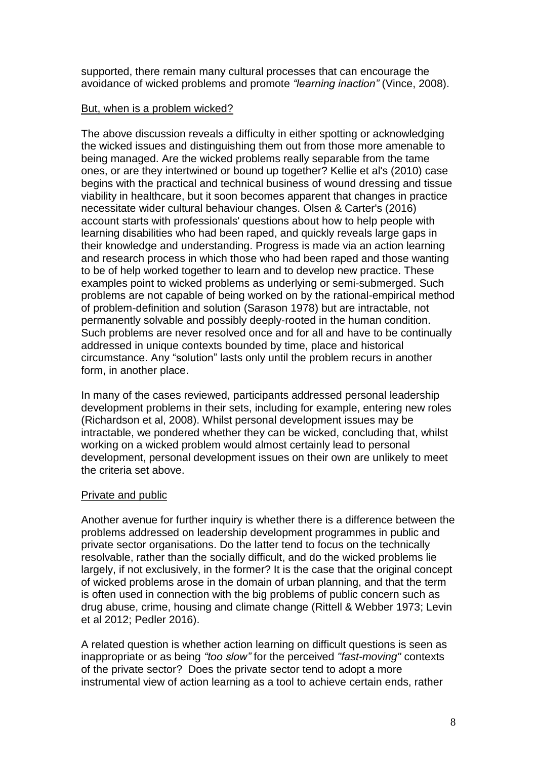supported, there remain many cultural processes that can encourage the avoidance of wicked problems and promote *"learning inaction"* (Vince, 2008).

<u>But, when is a problem wicked?</u>

The above discussion reveals a difficulty in either spotting or acknowledging the wicked issues and distinguishing them out from those more amenable to being managed. Are the wicked problems really separable from the tame ones, or are they intertwined or bound up together? Kellie et al's (2010) case begins with the practical and technical business of wound dressing and tissue viability in healthcare, but it soon becomes apparent that changes in practice necessitate wider cultural behaviour changes. Olsen & Carter's (2016) account starts with professionals' questions about how to help people with learning disabilities who had been raped, and quickly reveals large gaps in their knowledge and understanding. Progress is made via an action learning and research process in which those who had been raped and those wanting to be of help worked together to learn and to develop new practice. These examples point to wicked problems as underlying or semi-submerged. Such problems are not capable of being worked on by the rational-empirical method of problem-definition and solution (Sarason 1978) but are intractable, not permanently solvable and possibly deeply-rooted in the human condition. Such problems are never resolved once and for all and have to be continually addressed in unique contexts bounded by time, place and historical circumstance. Any "solution" lasts only until the problem recurs in another form, in another place.

In many of the cases reviewed, participants addressed personal leadership development problems in their sets, including for example, entering new roles (Richardson et al, 2008). Whilst personal development issues may be intractable, we pondered whether they can be wicked, concluding that, whilst working on a wicked problem would almost certainly lead to personal development, personal development issues on their own are unlikely to meet the criteria set above.

<u>Private and public</u>

Another avenue for further inquiry is whether there is a difference between the problems addressed on leadership development programmes in public and private sector organisations. Do the latter tend to focus on the technically resolvable, rather than the socially difficult, and do the wicked problems lie largely, if not exclusively, in the former? It is the case that the original concept of wicked problems arose in the domain of urban planning, and that the term is often used in connection with the big problems of public concern such as drug abuse, crime, housing and climate change (Rittell & Webber 1973; Levin et al 2012; Pedler 2016).

A related question is whether action learning on difficult questions is seen as inappropriate or as being *"too slow"* for the perceived *"fast-moving"* contexts of the private sector? Does the private sector tend to adopt a more instrumental view of action learning as a tool to achieve certain ends, rather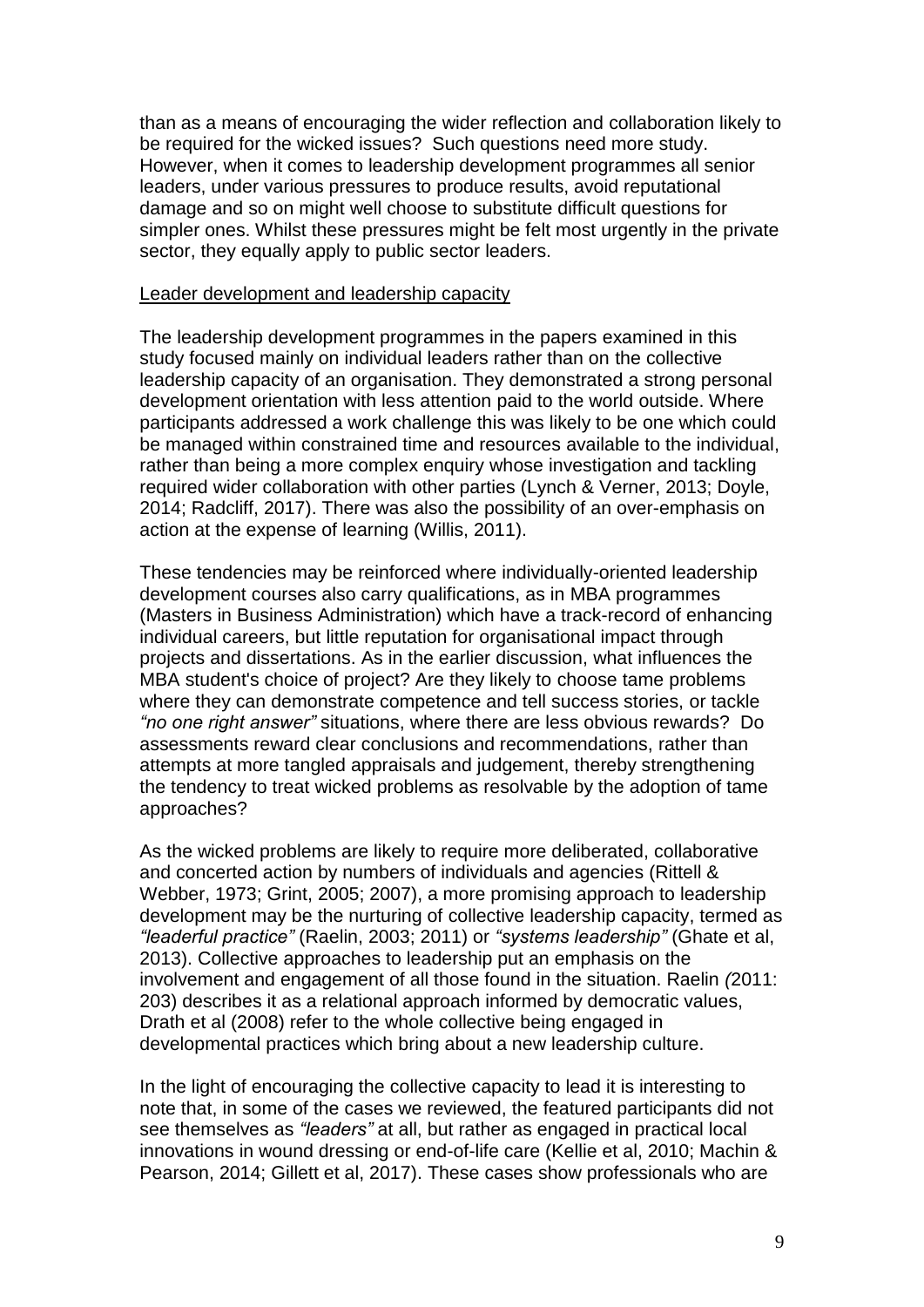than as a means of encouraging the wider reflection and collaboration likely to be required for the wicked issues? Such questions need more study. However, when it comes to leadership development programmes all senior leaders, under various pressures to produce results, avoid reputational damage and so on might well choose to substitute difficult questions for simpler ones. Whilst these pressures might be felt most urgently in the private sector, they equally apply to public sector leaders.

<u>Leader development and leadership capacity</u>

The leadership development programmes in the papers examined in this study focused mainly on individual leaders rather than on the collective leadership capacity of an organisation. They demonstrated a strong personal development orientation with less attention paid to the world outside. Where participants addressed a work challenge this was likely to be one which could be managed within constrained time and resources available to the individual, rather than being a more complex enquiry whose investigation and tackling required wider collaboration with other parties (Lynch & Verner, 2013; Doyle, 2014; Radcliff, 2017). There was also the possibility of an over-emphasis on action at the expense of learning (Willis, 2011).

These tendencies may be reinforced where individually-oriented leadership development courses also carry qualifications, as in MBA programmes (Masters in Business Administration) which have a track-record of enhancing individual careers, but little reputation for organisational impact through projects and dissertations. As in the earlier discussion, what influences the MBA student's choice of project? Are they likely to choose tame problems where they can demonstrate competence and tell success stories, or tackle *"no one right answer"* situations, where there are less obvious rewards? Do assessments reward clear conclusions and recommendations, rather than attempts at more tangled appraisals and judgement, thereby strengthening the tendency to treat wicked problems as resolvable by the adoption of tame approaches?

As the wicked problems are likely to require more deliberated, collaborative and concerted action by numbers of individuals and agencies (Rittell & Webber, 1973; Grint, 2005; 2007), a more promising approach to leadership development may be the nurturing of collective leadership capacity, termed as *"leaderful practice"* (Raelin, 2003; 2011) or *"systems leadership"* (Ghate et al, 2013). Collective approaches to leadership put an emphasis on the involvement and engagement of all those found in the situation. Raelin *(*2011: 203) describes it as a relational approach informed by democratic values, Drath et al (2008) refer to the whole collective being engaged in developmental practices which bring about a new leadership culture.

In the light of encouraging the collective capacity to lead it is interesting to note that, in some of the cases we reviewed, the featured participants did not see themselves as *"leaders"* at all, but rather as engaged in practical local innovations in wound dressing or end-of-life care (Kellie et al, 2010; Machin & Pearson, 2014; Gillett et al, 2017). These cases show professionals who are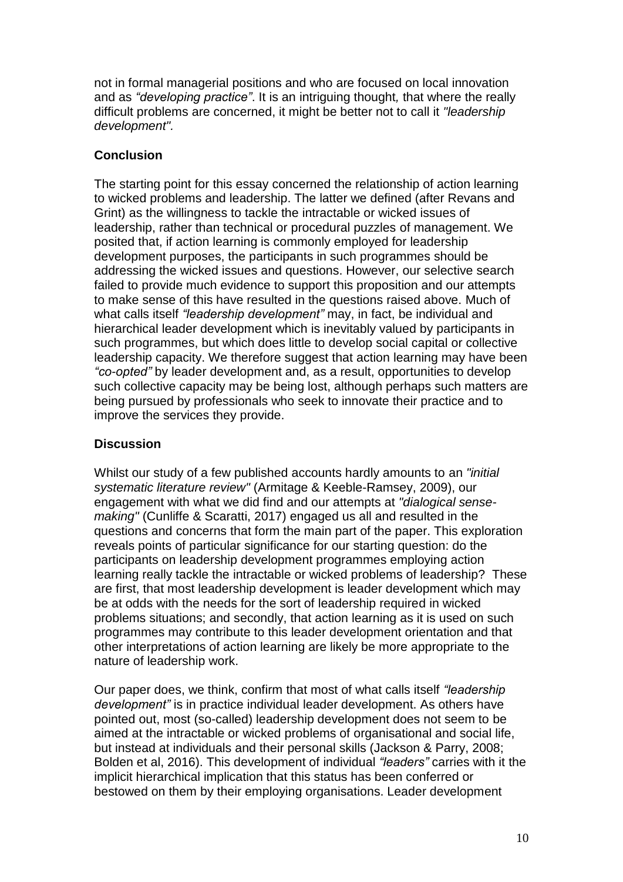not in formal managerial positions and who are focused on local innovation and as *"developing practice"*. It is an intriguing thought, that where the really difficult problems are concerned, it might be better not to call it *"leadership development".*

## Conclusion

The starting point for this essay concerned the relationship of action learning to wicked problems and leadership. The latter we defined (after Revans and Grint) as the willingness to tackle the intractable or wicked issues of leadership, rather than technical or procedural puzzles of management. We posited that, if action learning is commonly employed for leadership development purposes, the participants in such programmes should be addressing the wicked issues and questions. However, our selective search failed to provide much evidence to support this proposition and our attempts to make sense of this have resulted in the questions raised above. Much of what calls itself *"leadership development"* may, in fact, be individual and hierarchical leader development which is inevitably valued by participants in such programmes, but which does little to develop social capital or collective leadership capacity. We therefore suggest that action learning may have been *"co-opted"* by leader development and, as a result, opportunities to develop such collective capacity may be being lost, although perhaps such matters are being pursued by professionals who seek to innovate their practice and to improve the services they provide.

## Discussion

Whilst our study of a few published accounts hardly amounts to an *"initial systematic literature review"* (Armitage & Keeble-Ramsey, 2009), our engagement with what we did find and our attempts at *"dialogical sense-making"* (Cunliffe & Scaratti, 2017) engaged us all and resulted in the questions and concerns that form the main part of the paper. This exploration reveals points of particular significance for our starting question: do the participants on leadership development programmes employing action learning really tackle the intractable or wicked problems of leadership? These are first, that most leadership development is leader development which may be at odds with the needs for the sort of leadership required in wicked problems situations; and secondly, that action learning as it is used on such programmes may contribute to this leader development orientation and that other interpretations of action learning are likely be more appropriate to the nature of leadership work.

Our paper does, we think, confirm that most of what calls itself *"leadership development"* is in practice individual leader development. As others have pointed out, most (so-called) leadership development does not seem to be aimed at the intractable or wicked problems of organisational and social life, but instead at individuals and their personal skills (Jackson & Parry, 2008; Bolden et al, 2016). This development of individual *"leaders"* carries with it the implicit hierarchical implication that this status has been conferred or bestowed on them by their employing organisations. Leader development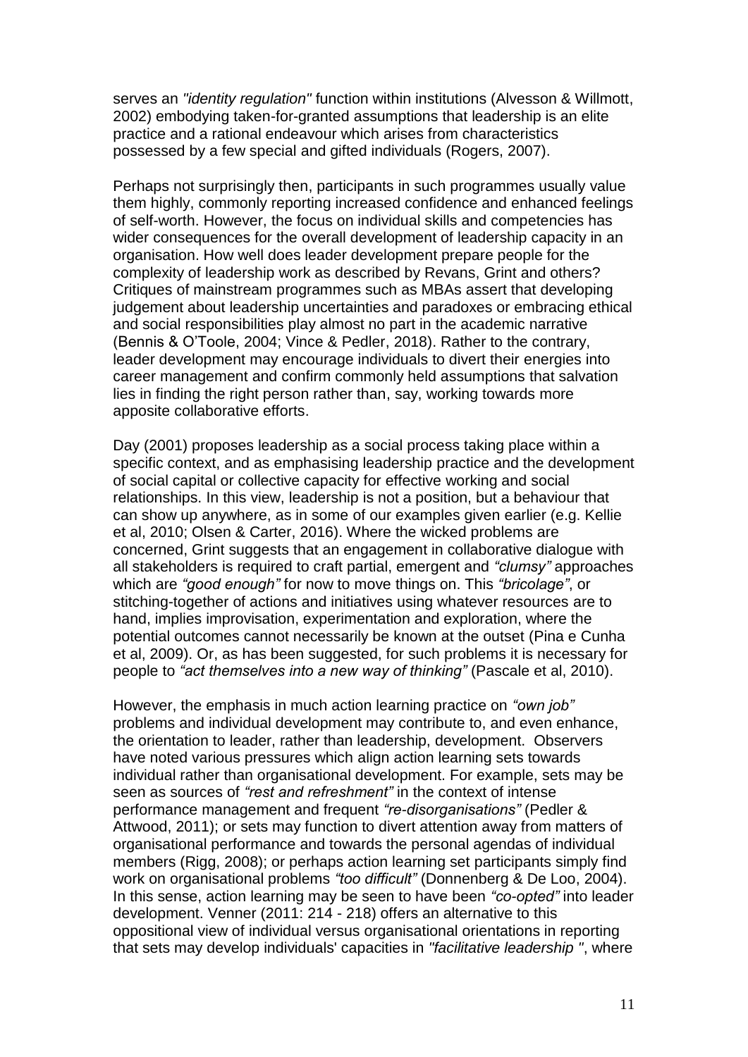serves an *"identity regulation"* function within institutions (Alvesson & Willmott, 2002) embodying taken-for-granted assumptions that leadership is an elite practice and a rational endeavour which arises from characteristics possessed by a few special and gifted individuals (Rogers, 2007).

Perhaps not surprisingly then, participants in such programmes usually value them highly, commonly reporting increased confidence and enhanced feelings of self-worth. However, the focus on individual skills and competencies has wider consequences for the overall development of leadership capacity in an organisation. How well does leader development prepare people for the complexity of leadership work as described by Revans, Grint and others? Critiques of mainstream programmes such as MBAs assert that developing judgement about leadership uncertainties and paradoxes or embracing ethical and social responsibilities play almost no part in the academic narrative (Bennis & O'Toole, 2004; Vince & Pedler, 2018). Rather to the contrary, leader development may encourage individuals to divert their energies into career management and confirm commonly held assumptions that salvation lies in finding the right person rather than, say, working towards more apposite collaborative efforts.

Day (2001) proposes leadership as a social process taking place within a specific context, and as emphasising leadership practice and the development of social capital or collective capacity for effective working and social relationships. In this view, leadership is not a position, but a behaviour that can show up anywhere, as in some of our examples given earlier (e.g. Kellie et al, 2010; Olsen & Carter, 2016). Where the wicked problems are concerned, Grint suggests that an engagement in collaborative dialogue with all stakeholders is required to craft partial, emergent and *"clumsy"* approaches which are *"good enough"* for now to move things on. This *"bricolage"*, or stitching-together of actions and initiatives using whatever resources are to hand, implies improvisation, experimentation and exploration, where the potential outcomes cannot necessarily be known at the outset (Pina e Cunha et al, 2009). Or, as has been suggested, for such problems it is necessary for people to *"act themselves into a new way of thinking"* (Pascale et al, 2010).

However, the emphasis in much action learning practice on *"own job"* problems and individual development may contribute to, and even enhance, the orientation to leader, rather than leadership, development. Observers have noted various pressures which align action learning sets towards individual rather than organisational development. For example, sets may be seen as sources of *"rest and refreshment"* in the context of intense performance management and frequent *"re-disorganisations"* (Pedler & Attwood, 2011); or sets may function to divert attention away from matters of organisational performance and towards the personal agendas of individual members (Rigg, 2008); or perhaps action learning set participants simply find work on organisational problems *"too difficult"* (Donnenberg & De Loo, 2004). In this sense, action learning may be seen to have been *"co-opted"* into leader development. Venner (2011: 214 - 218) offers an alternative to this oppositional view of individual versus organisational orientations in reporting that sets may develop individuals' capacities in *"facilitative leadership "*, where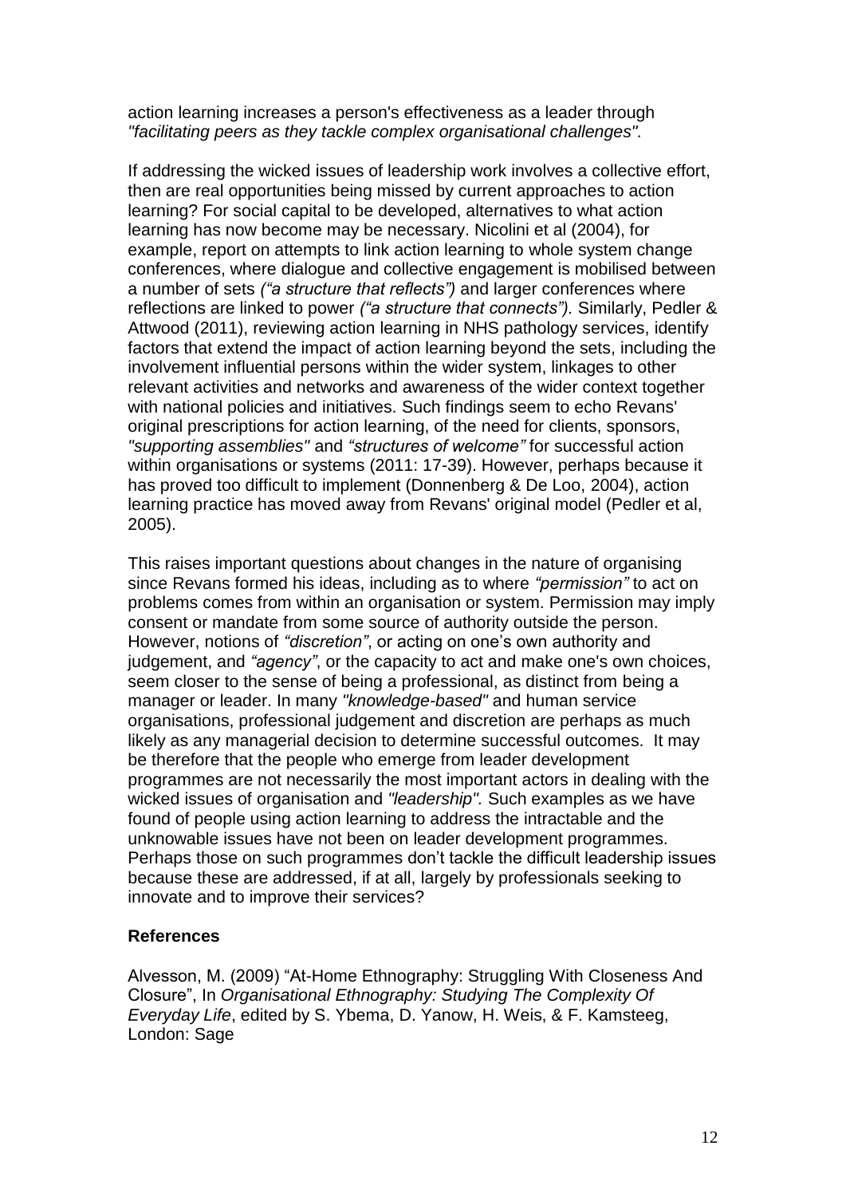action learning increases a person's effectiveness as a leader through *"facilitating peers as they tackle complex organisational challenges".*

If addressing the wicked issues of leadership work involves a collective effort, then are real opportunities being missed by current approaches to action learning? For social capital to be developed, alternatives to what action learning has now become may be necessary. Nicolini et al (2004), for example, report on attempts to link action learning to whole system change conferences, where dialogue and collective engagement is mobilised between a number of sets *("a structure that reflects")* and larger conferences where reflections are linked to power *("a structure that connects").* Similarly, Pedler & Attwood (2011), reviewing action learning in NHS pathology services, identify factors that extend the impact of action learning beyond the sets, including the involvement influential persons within the wider system, linkages to other relevant activities and networks and awareness of the wider context together with national policies and initiatives. Such findings seem to echo Revans' original prescriptions for action learning, of the need for clients, sponsors, *"supporting assemblies"* and *"structures of welcome"* for successful action within organisations or systems (2011: 17-39). However, perhaps because it has proved too difficult to implement (Donnenberg & De Loo, 2004), action learning practice has moved away from Revans' original model (Pedler et al, 2005).

This raises important questions about changes in the nature of organising since Revans formed his ideas, including as to where *"permission"* to act on problems comes from within an organisation or system. Permission may imply consent or mandate from some source of authority outside the person. However, notions of *"discretion"*, or acting on one's own authority and judgement, and *"agency"*, or the capacity to act and make one's own choices, seem closer to the sense of being a professional, as distinct from being a manager or leader. In many *"knowledge-based"* and human service organisations, professional judgement and discretion are perhaps as much likely as any managerial decision to determine successful outcomes. It may be therefore that the people who emerge from leader development programmes are not necessarily the most important actors in dealing with the wicked issues of organisation and *"leadership".* Such examples as we have found of people using action learning to address the intractable and the unknowable issues have not been on leader development programmes. Perhaps those on such programmes don't tackle the difficult leadership issues because these are addressed, if at all, largely by professionals seeking to innovate and to improve their services?

## References

Alvesson, M. (2009) "At-Home Ethnography: Struggling With Closeness And Closure", In *Organisational Ethnography: Studying The Complexity Of Everyday Life*, edited by S. Ybema, D. Yanow, H. Weis, & F. Kamsteeg, London: Sage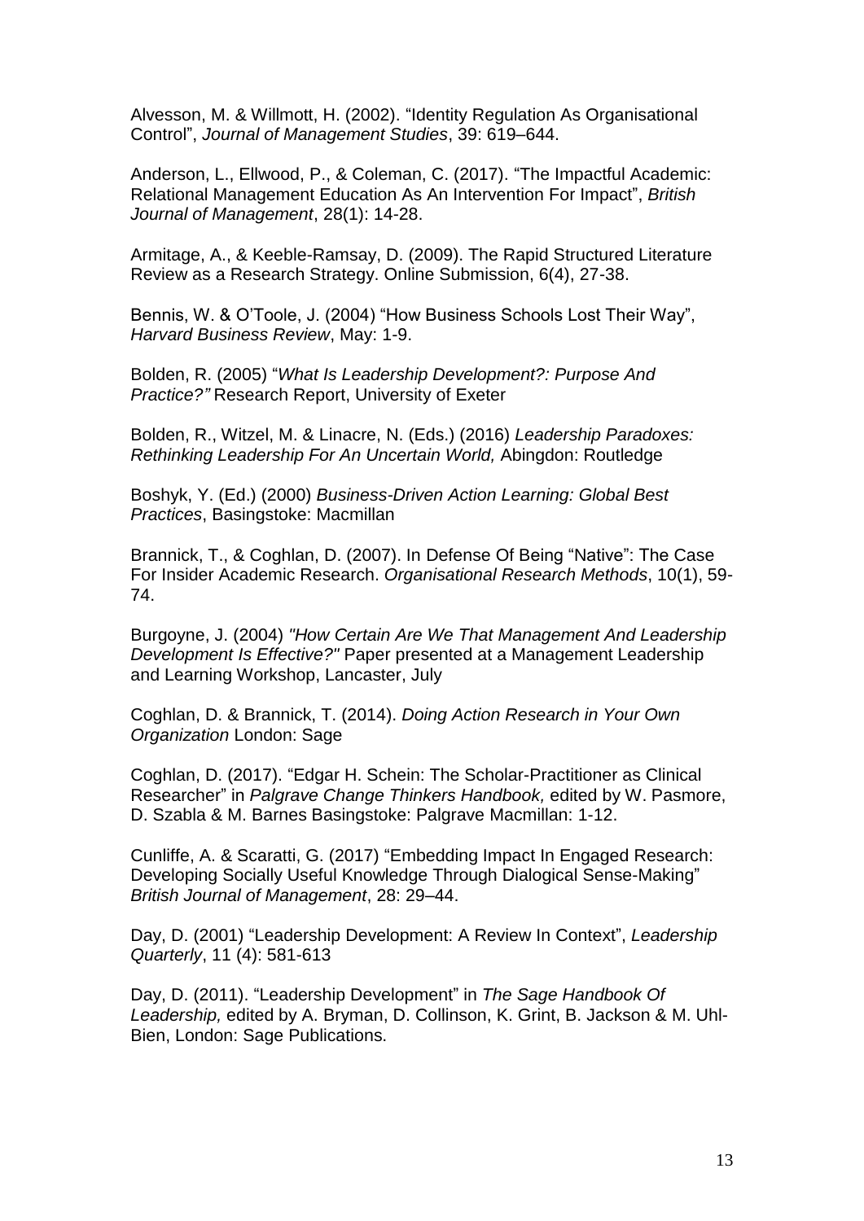Alvesson, M. & Willmott, H. (2002). "Identity Regulation As Organisational Control", *Journal of Management Studies*, 39: 619–644.

Anderson, L., Ellwood, P., & Coleman, C. (2017). "The Impactful Academic: Relational Management Education As An Intervention For Impact", *British Journal of Management*, 28(1): 14-28.

Armitage, A., & Keeble-Ramsay, D. (2009). The Rapid Structured Literature Review as a Research Strategy. Online Submission, 6(4), 27-38.

Bennis, W. & O'Toole, J. (2004) "How Business Schools Lost Their Way", *Harvard Business Review*, May: 1-9.

Bolden, R. (2005) "*What Is Leadership Development?: Purpose And Practice?"* Research Report, University of Exeter

Bolden, R., Witzel, M. & Linacre, N. (Eds.) (2016) *Leadership Paradoxes: Rethinking Leadership For An Uncertain World,* Abingdon: Routledge

Boshyk, Y. (Ed.) (2000) *Business-Driven Action Learning: Global Best Practices*, Basingstoke: Macmillan

Brannick, T., & Coghlan, D. (2007). In Defense Of Being "Native": The Case For Insider Academic Research. *Organisational Research Methods*, 10(1), 59-74.

Burgoyne, J. (2004) *"How Certain Are We That Management And Leadership Development Is Effective?"* Paper presented at a Management Leadership and Learning Workshop, Lancaster, July

Coghlan, D. & Brannick, T. (2014). *Doing Action Research in Your Own Organization* London: Sage

Coghlan, D. (2017). "Edgar H. Schein: The Scholar-Practitioner as Clinical Researcher" in *Palgrave Change Thinkers Handbook,* edited by W. Pasmore, D. Szabla & M. Barnes Basingstoke: Palgrave Macmillan: 1-12.

Cunliffe, A. & Scaratti, G. (2017) "Embedding Impact In Engaged Research: Developing Socially Useful Knowledge Through Dialogical Sense-Making" *British Journal of Management*, 28: 29–44.

Day, D. (2001) "Leadership Development: A Review In Context", *Leadership Quarterly*, 11 (4): 581-613

Day, D. (2011). "Leadership Development" in *The Sage Handbook Of Leadership,* edited by A. Bryman, D. Collinson, K. Grint, B. Jackson & M. Uhl-Bien, London: Sage Publications.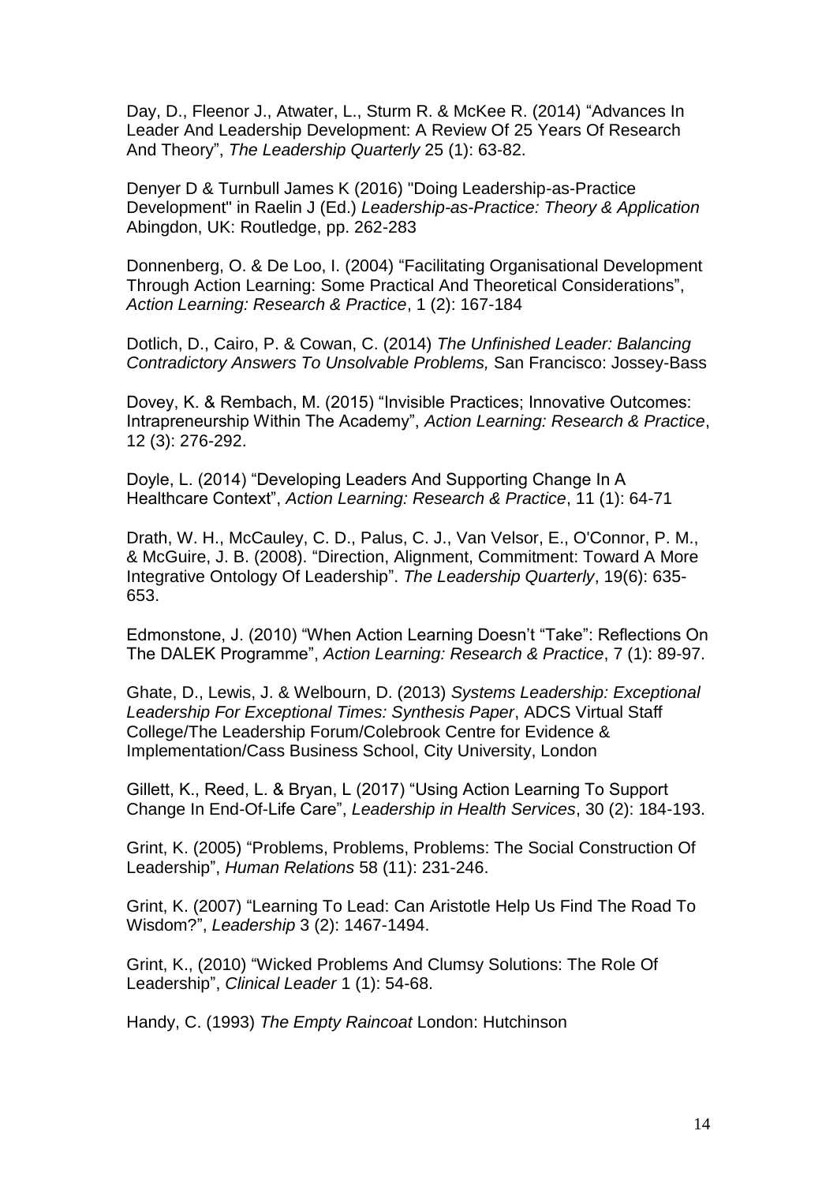Day, D., Fleenor J., Atwater, L., Sturm R. & McKee R. (2014) “Advances In Leader And Leadership Development: A Review Of 25 Years Of Research And Theory”, *The Leadership Quarterly* 25 (1): 63-82.

Denyer D & Turnbull James K (2016) "Doing Leadership-as-Practice Development" in Raelin J (Ed.) *Leadership-as-Practice: Theory & Application* Abingdon, UK: Routledge, pp. 262-283

Donnenberg, O. & De Loo, I. (2004) “Facilitating Organisational Development Through Action Learning: Some Practical And Theoretical Considerations”, *Action Learning: Research & Practice*, 1 (2): 167-184

Dotlich, D., Cairo, P. & Cowan, C. (2014) *The Unfinished Leader: Balancing Contradictory Answers To Unsolvable Problems,* San Francisco: Jossey-Bass

Dovey, K. & Rembach, M. (2015) “Invisible Practices; Innovative Outcomes: Intrapreneurship Within The Academy”, *Action Learning: Research & Practice*, 12 (3): 276-292.

Doyle, L. (2014) “Developing Leaders And Supporting Change In A Healthcare Context”, *Action Learning: Research & Practice*, 11 (1): 64-71

Drath, W. H., McCauley, C. D., Palus, C. J., Van Velsor, E., O'Connor, P. M., & McGuire, J. B. (2008). “Direction, Alignment, Commitment: Toward A More Integrative Ontology Of Leadership”. *The Leadership Quarterly*, 19(6): 635-653.

Edmonstone, J. (2010) “When Action Learning Doesn’t “Take”: Reflections On The DALEK Programme”, *Action Learning: Research & Practice*, 7 (1): 89-97.

Ghate, D., Lewis, J. & Welbourn, D. (2013) *Systems Leadership: Exceptional Leadership For Exceptional Times: Synthesis Paper*, ADCS Virtual Staff College/The Leadership Forum/Colebrook Centre for Evidence & Implementation/Cass Business School, City University, London

Gillett, K., Reed, L. & Bryan, L (2017) “Using Action Learning To Support Change In End-Of-Life Care”, *Leadership in Health Services*, 30 (2): 184-193.

Grint, K. (2005) “Problems, Problems, Problems: The Social Construction Of Leadership”, *Human Relations* 58 (11): 231-246.

Grint, K. (2007) “Learning To Lead: Can Aristotle Help Us Find The Road To Wisdom?”, *Leadership* 3 (2): 1467-1494.

Grint, K., (2010) “Wicked Problems And Clumsy Solutions: The Role Of Leadership”, *Clinical Leader* 1 (1): 54-68.

Handy, C. (1993) *The Empty Raincoat* London: Hutchinson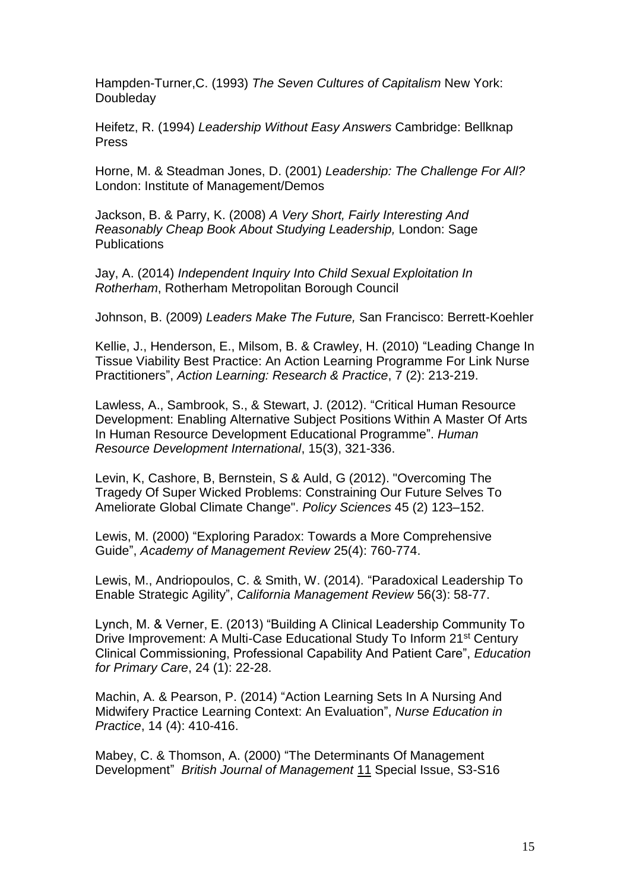Hampden-Turner,C. (1993) *The Seven Cultures of Capitalism* New York: Doubleday

Heifetz, R. (1994) *Leadership Without Easy Answers* Cambridge: Bellknap Press

Horne, M. & Steadman Jones, D. (2001) *Leadership: The Challenge For All?* London: Institute of Management/Demos

Jackson, B. & Parry, K. (2008) *A Very Short, Fairly Interesting And Reasonably Cheap Book About Studying Leadership,* London: Sage Publications

Jay, A. (2014) *Independent Inquiry Into Child Sexual Exploitation In Rotherham*, Rotherham Metropolitan Borough Council

Johnson, B. (2009) *Leaders Make The Future,* San Francisco: Berrett-Koehler

Kellie, J., Henderson, E., Milsom, B. & Crawley, H. (2010) "Leading Change In Tissue Viability Best Practice: An Action Learning Programme For Link Nurse Practitioners", *Action Learning: Research & Practice*, 7 (2): 213-219.

Lawless, A., Sambrook, S., & Stewart, J. (2012). "Critical Human Resource Development: Enabling Alternative Subject Positions Within A Master Of Arts In Human Resource Development Educational Programme". *Human Resource Development International*, 15(3), 321-336.

Levin, K, Cashore, B, Bernstein, S & Auld, G (2012). "Overcoming The Tragedy Of Super Wicked Problems: Constraining Our Future Selves To Ameliorate Global Climate Change". *Policy Sciences* 45 (2) 123–152.

Lewis, M. (2000) "Exploring Paradox: Towards a More Comprehensive Guide", *Academy of Management Review* 25(4): 760-774.

Lewis, M., Andriopoulos, C. & Smith, W. (2014). "Paradoxical Leadership To Enable Strategic Agility", *California Management Review* 56(3): 58-77.

Lynch, M. & Verner, E. (2013) "Building A Clinical Leadership Community To Drive Improvement: A Multi-Case Educational Study To Inform 21st Century Clinical Commissioning, Professional Capability And Patient Care", *Education for Primary Care*, 24 (1): 22-28.

Machin, A. & Pearson, P. (2014) "Action Learning Sets In A Nursing And Midwifery Practice Learning Context: An Evaluation", *Nurse Education in Practice*, 14 (4): 410-416.

Mabey, C. & Thomson, A. (2000) "The Determinants Of Management Development" *British Journal of Management* 11 Special Issue, S3-S16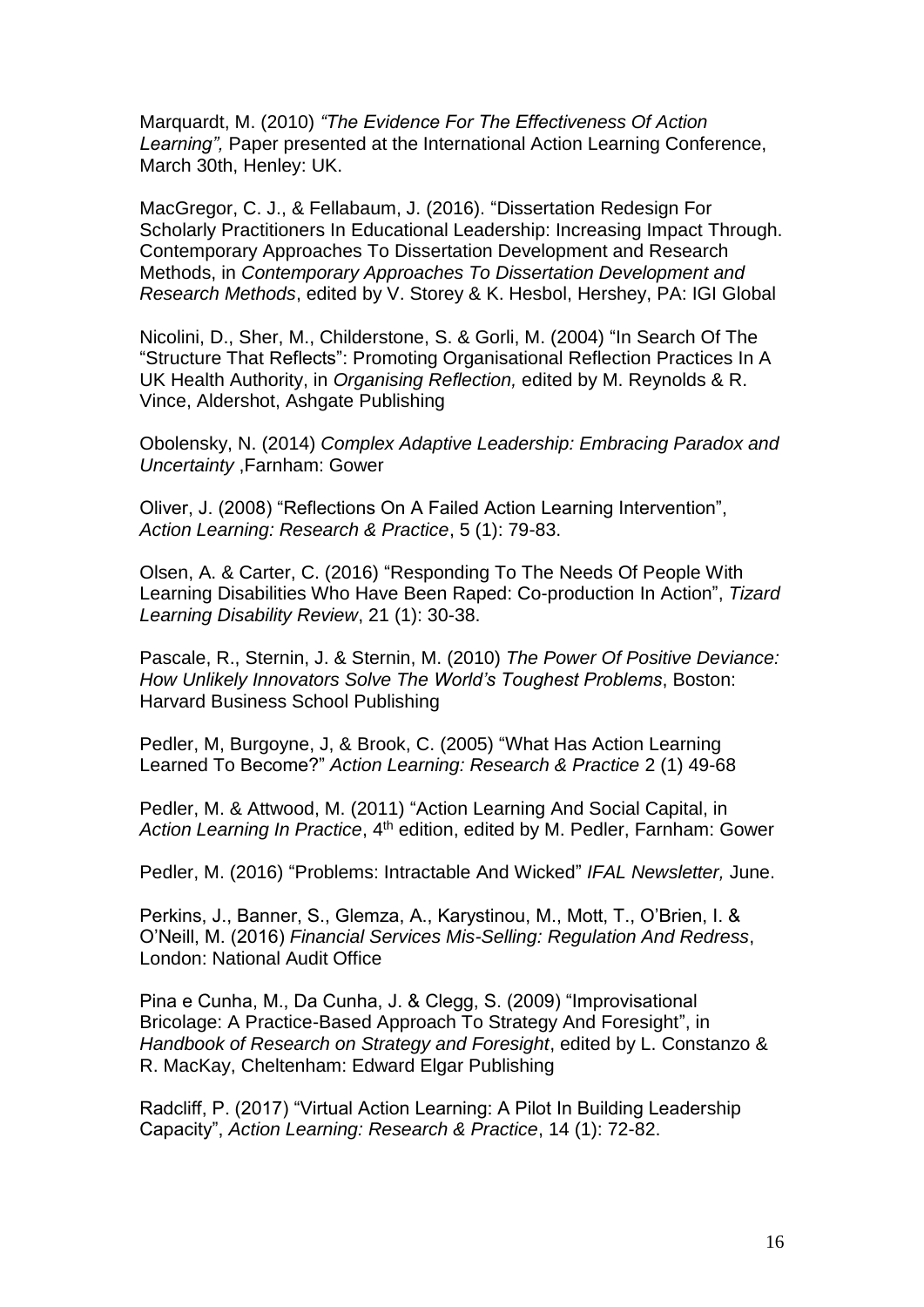Marquardt, M. (2010) *"The Evidence For The Effectiveness Of Action Learning",* Paper presented at the International Action Learning Conference, March 30th, Henley: UK.

MacGregor, C. J., & Fellabaum, J. (2016). "Dissertation Redesign For Scholarly Practitioners In Educational Leadership: Increasing Impact Through. Contemporary Approaches To Dissertation Development and Research Methods, in *Contemporary Approaches To Dissertation Development and Research Methods*, edited by V. Storey & K. Hesbol, Hershey, PA: IGI Global

Nicolini, D., Sher, M., Childerstone, S. & Gorli, M. (2004) "In Search Of The "Structure That Reflects": Promoting Organisational Reflection Practices In A UK Health Authority, in *Organising Reflection,* edited by M. Reynolds & R. Vince, Aldershot, Ashgate Publishing

Obolensky, N. (2014) *Complex Adaptive Leadership: Embracing Paradox and Uncertainty* ,Farnham: Gower

Oliver, J. (2008) "Reflections On A Failed Action Learning Intervention", *Action Learning: Research & Practice*, 5 (1): 79-83.

Olsen, A. & Carter, C. (2016) "Responding To The Needs Of People With Learning Disabilities Who Have Been Raped: Co-production In Action", *Tizard Learning Disability Review*, 21 (1): 30-38.

Pascale, R., Sternin, J. & Sternin, M. (2010) *The Power Of Positive Deviance: How Unlikely Innovators Solve The World's Toughest Problems*, Boston: Harvard Business School Publishing

Pedler, M, Burgoyne, J, & Brook, C. (2005) "What Has Action Learning Learned To Become?" *Action Learning: Research & Practice* 2 (1) 49-68

Pedler, M. & Attwood, M. (2011) "Action Learning And Social Capital, in *Action Learning In Practice*, 4th edition, edited by M. Pedler, Farnham: Gower

Pedler, M. (2016) "Problems: Intractable And Wicked" *IFAL Newsletter,* June.

Perkins, J., Banner, S., Glemza, A., Karystinou, M., Mott, T., O'Brien, I. & O'Neill, M. (2016) *Financial Services Mis-Selling: Regulation And Redress*, London: National Audit Office

Pina e Cunha, M., Da Cunha, J. & Clegg, S. (2009) "Improvisational Bricolage: A Practice-Based Approach To Strategy And Foresight", in *Handbook of Research on Strategy and Foresight*, edited by L. Constanzo & R. MacKay, Cheltenham: Edward Elgar Publishing

Radcliff, P. (2017) "Virtual Action Learning: A Pilot In Building Leadership Capacity", *Action Learning: Research & Practice*, 14 (1): 72-82.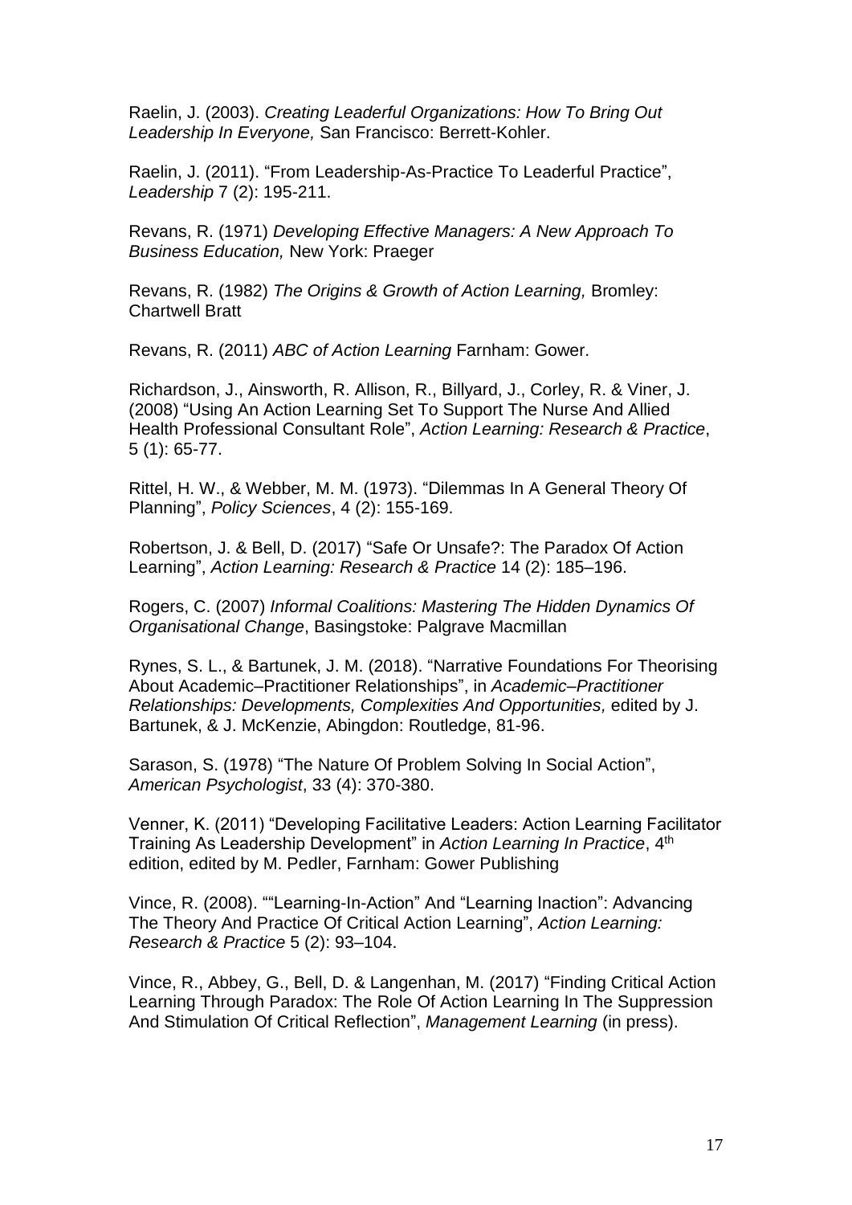Raelin, J. (2003). *Creating Leaderful Organizations: How To Bring Out Leadership In Everyone,* San Francisco: Berrett-Kohler.

Raelin, J. (2011). "From Leadership-As-Practice To Leaderful Practice", *Leadership* 7 (2): 195-211.

Revans, R. (1971) *Developing Effective Managers: A New Approach To Business Education,* New York: Praeger

Revans, R. (1982) *The Origins & Growth of Action Learning,* Bromley: Chartwell Bratt

Revans, R. (2011) *ABC of Action Learning* Farnham: Gower.

Richardson, J., Ainsworth, R. Allison, R., Billyard, J., Corley, R. & Viner, J. (2008) "Using An Action Learning Set To Support The Nurse And Allied Health Professional Consultant Role", *Action Learning: Research & Practice*, 5 (1): 65-77.

Rittel, H. W., & Webber, M. M. (1973). "Dilemmas In A General Theory Of Planning", *Policy Sciences*, 4 (2): 155-169.

Robertson, J. & Bell, D. (2017) "Safe Or Unsafe?: The Paradox Of Action Learning", *Action Learning: Research & Practice* 14 (2): 185–196.

Rogers, C. (2007) *Informal Coalitions: Mastering The Hidden Dynamics Of Organisational Change*, Basingstoke: Palgrave Macmillan

Rynes, S. L., & Bartunek, J. M. (2018). "Narrative Foundations For Theorising About Academic–Practitioner Relationships", in *Academic–Practitioner Relationships: Developments, Complexities And Opportunities,* edited by J. Bartunek, & J. McKenzie, Abingdon: Routledge, 81-96.

Sarason, S. (1978) "The Nature Of Problem Solving In Social Action", *American Psychologist*, 33 (4): 370-380.

Venner, K. (2011) "Developing Facilitative Leaders: Action Learning Facilitator Training As Leadership Development" in *Action Learning In Practice*, 4th edition, edited by M. Pedler, Farnham: Gower Publishing

Vince, R. (2008). ""Learning-In-Action" And "Learning Inaction": Advancing The Theory And Practice Of Critical Action Learning", *Action Learning: Research & Practice* 5 (2): 93–104.

Vince, R., Abbey, G., Bell, D. & Langenhan, M. (2017) "Finding Critical Action Learning Through Paradox: The Role Of Action Learning In The Suppression And Stimulation Of Critical Reflection", *Management Learning* (in press).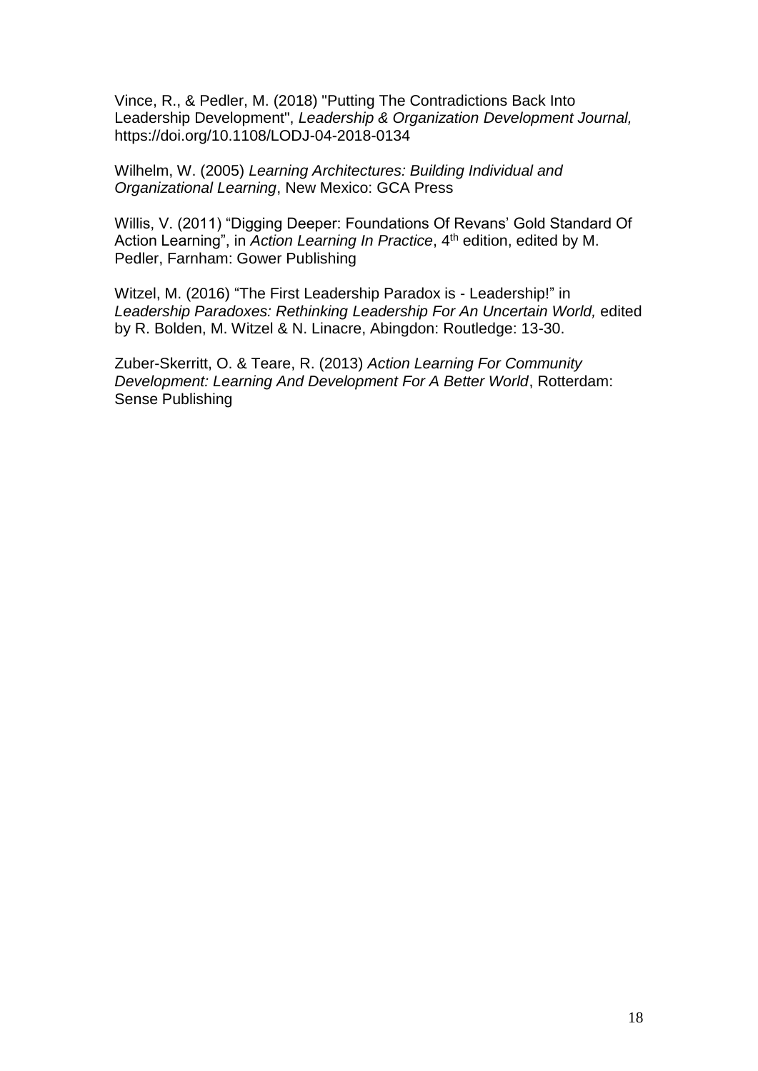Vince, R., & Pedler, M. (2018) "Putting The Contradictions Back Into Leadership Development", *Leadership & Organization Development Journal,* https://doi.org/10.1108/LODJ-04-2018-0134

Wilhelm, W. (2005) *Learning Architectures: Building Individual and Organizational Learning*, New Mexico: GCA Press

Willis, V. (2011) "Digging Deeper: Foundations Of Revans' Gold Standard Of Action Learning", in *Action Learning In Practice*, 4th edition, edited by M. Pedler, Farnham: Gower Publishing

Witzel, M. (2016) "The First Leadership Paradox is - Leadership!" in *Leadership Paradoxes: Rethinking Leadership For An Uncertain World,* edited by R. Bolden, M. Witzel & N. Linacre, Abingdon: Routledge: 13-30.

Zuber-Skerritt, O. & Teare, R. (2013) *Action Learning For Community Development: Learning And Development For A Better World*, Rotterdam: Sense Publishing